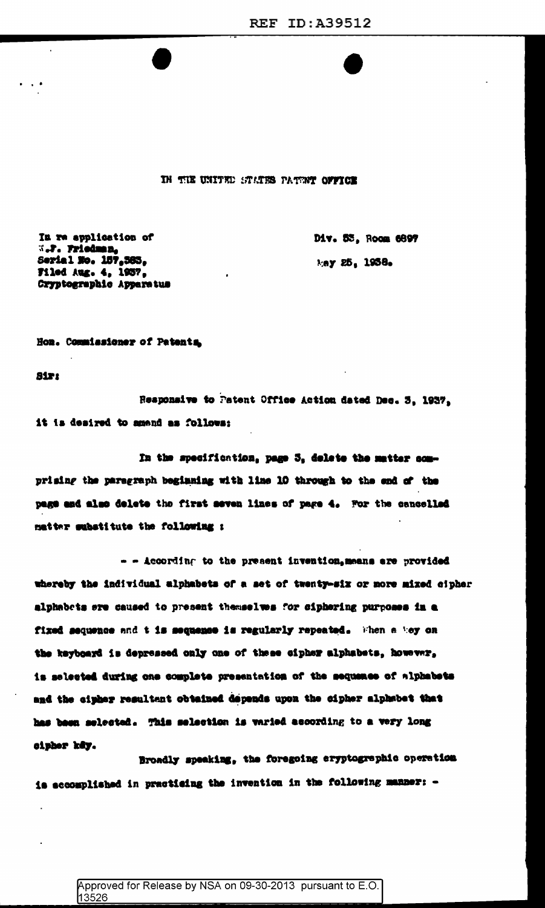REF ID:A39512

IN THE UNITED STATES PATENT OFFICE

In re application of
W.F. Friedman,
Serial No. 157,383,
Filed Aug. 4, 1937,
Cryptographic Apparatus

Div. 53, Room 6897

May 25, 1938.

Hon. Commissioner of Patents,

Sir:

Responsive to Patent Office Action dated Dec. 3, 1937, it is desired to amend as follows:

In the specification, page 3, delete the matter comprising the paragraph beginning with line 10 through to the end of the page and also delete the first seven lines of page 4. For the cancelled matter substitute the following :

- - According to the present invention, means are provided whereby the individual alphabets of a set of twenty-six or more mixed cipher alphabets are caused to present themselves for ciphering purposes in a fixed sequence and t is sequence is regularly repeated. When a key on the keyboard is depressed only one of these cipher alphabets, however, is selected during one complete presentation of the sequence of alphabets and the cipher resultant obtained depends upon the cipher alphabet that has been selected. This selection is varied according to a very long cipher key.

Broadly speaking, the foregoing cryptographic operation is accomplished in practising the invention in the following manner: -

Approved for Release by NSA on 09-30-2013 pursuant to E.O. 13526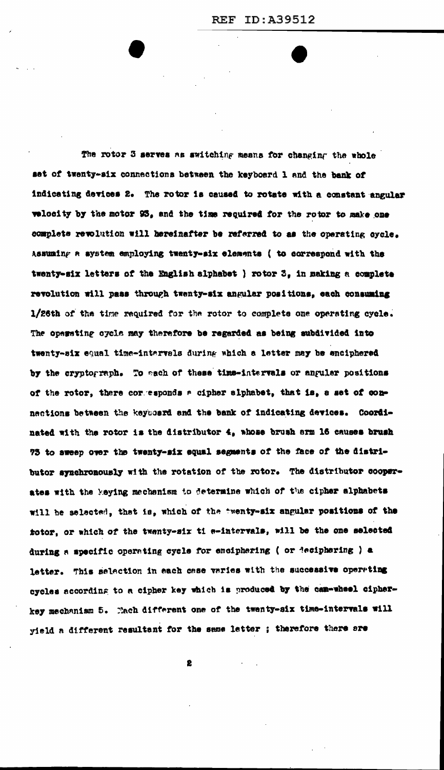The rotor 3 serves as switching means for changing the whole set of twenty-six connections between the keyboard 1 and the bank of indicating devices 2. The rotor is caused to rotate with a constant angular velocity by the motor 93, and the time required for the rotor to make one complete revolution will hereinafter be referred to as the operating cycle. Assuming a system employing twenty-six elements ( to correspond with the twenty-six letters of the English alphabet ) rotor 3, in making a complete revolution will pass through twenty-six angular positions, each consuming 1/26th of the time required for the rotor to complete one operating cycle. The operating cycle may therefore be regarded as being subdivided into twenty-six equal time-intervals during which a letter may be enciphered by the cryptograph. To each of these time-intervals or angular positions of the rotor, there corresponds a cipher alphabet, that is, a set of connections between the keyboard and the bank of indicating devices. Coordinated with the rotor is the distributor 4, whose brush arm 16 causes brush 73 to sweep over the twenty-six equal segments of the face of the distributor synchronously with the rotation of the rotor. The distributor cooperates with the keying mechanism to determine which of the cipher alphabets will be selected, that is, which of the twenty-six angular positions of the rotor, or which of the twenty-six time-intervals, will be the one selected during a specific operating cycle for enciphering ( or deciphering ) a letter. This selection in each case varies with the successive operating cycles according to a cipher key which is produced by the cam-wheel cipher-key mechanism 5. Each different one of the twenty-six time-intervals will yield a different resultant for the same letter ; therefore there are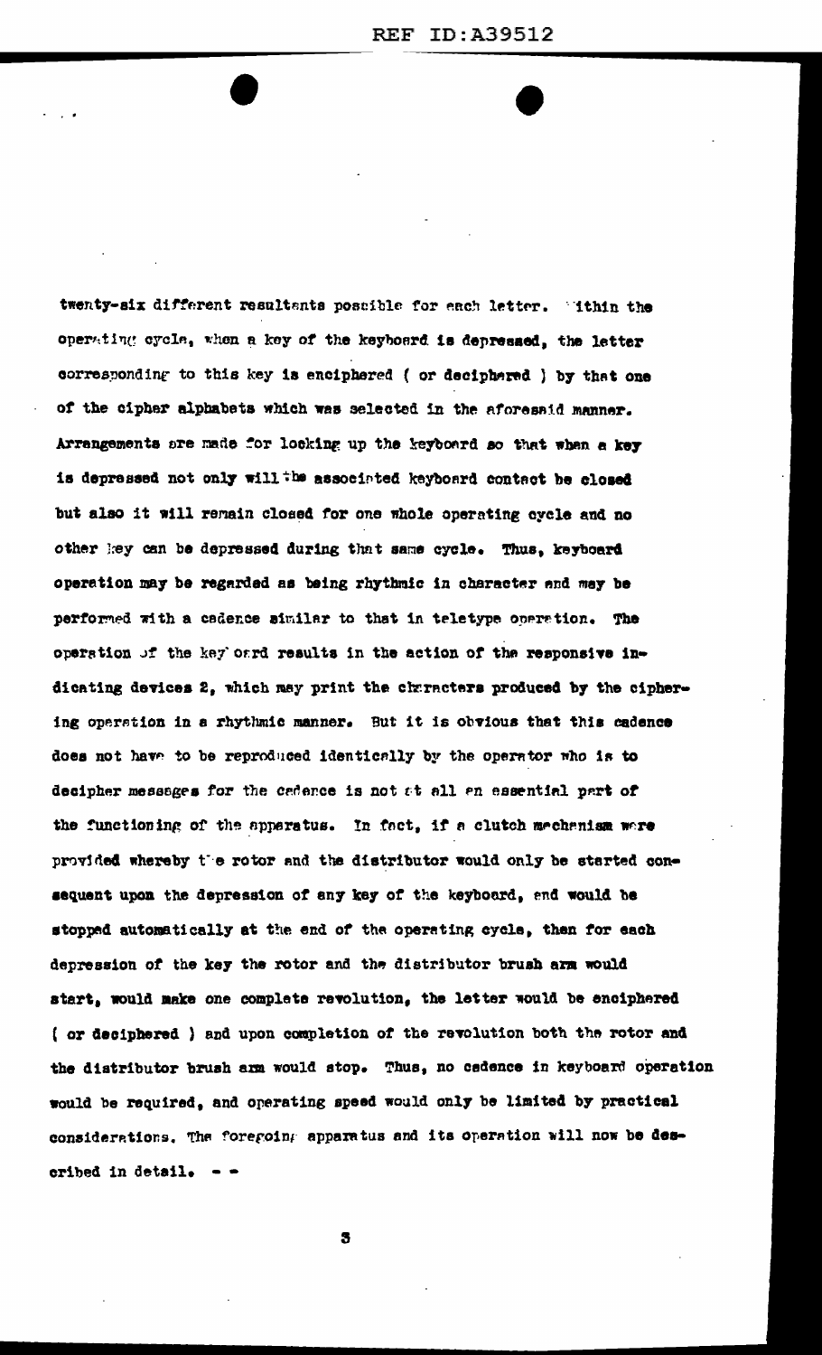twenty-six different resultants possible for each letter. Within the operating cycle, when a key of the keyboard is depressed, the letter corresponding to this key is enciphered ( or deciphered ) by that one of the cipher alphabets which was selected in the aforesaid manner. Arrangements are made for locking up the keyboard so that when a key is depressed not only will the associated keyboard contact be closed but also it will remain closed for one whole operating cycle and no other key can be depressed during that same cycle. Thus, keyboard operation may be regarded as being rhythmic in character and may be performed with a cadence similar to that in teletype operation. The operation of the keyboard results in the action of the responsive indicating devices 2, which may print the characters produced by the ciphering operation in a rhythmic manner. But it is obvious that this cadence does not have to be reproduced identically by the operator who is to decipher messages for the cadence is not at all an essential part of the functioning of the apparatus. In fact, if a clutch mechanism were provided whereby the rotor and the distributor would only be started consequent upon the depression of any key of the keyboard, and would be stopped automatically at the end of the operating cycle, then for each depression of the key the rotor and the distributor brush arm would start, would make one complete revolution, the letter would be enciphered ( or deciphered ) and upon completion of the revolution both the rotor and the distributor brush arm would stop. Thus, no cadence in keyboard operation would be required, and operating speed would only be limited by practical considerations. The foregoing apparatus and its operation will now be described in detail. - -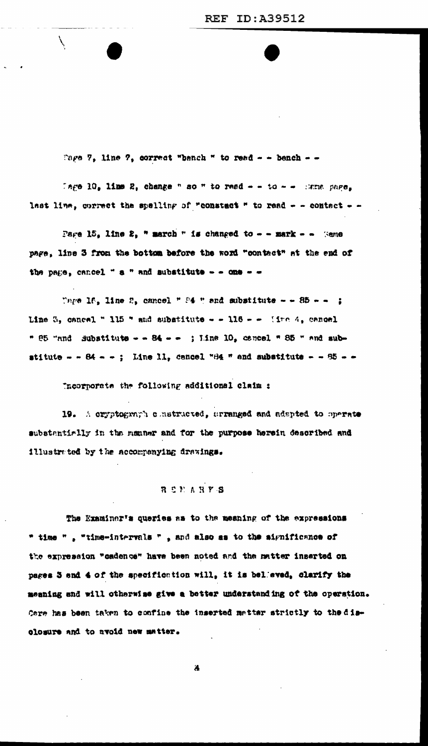Page 7, line 7, correct "bench " to read - - bench - -

Page 10, line 2, change " so " to read - - to - - Same page, last line, correct the spelling of "constact " to read - - contact - -

Page 15, line 2, " march " is changed to - - mark - - Same page, line 3 from the bottom before the word "contact" at the end of the page, cancel " a " and substitute - - one - -

Page 16, line 2, cancel " 84 " and substitute - - 85 - - ; Line 3, cancel " 115 " and substitute - - 116 - - Line 4, cancel " 85 "and substitute - - 84 - - ; Line 10, cancel " 85 " and substitute - - 84 - - ; Line 11, cancel "84 " and substitute - - 85 - -

Incorporate the following additional claim :

19. A cryptograph constructed, arranged and adapted to operate substantially in the manner and for the purpose herein described and illustrated by the accompanying drawings.

## REMARKS

The Examiner's queries as to the meaning of the expressions " time " , "time-intervals " , and also as to the significance of the expression "cadence" have been noted and the matter inserted on pages 3 and 4 of the specification will, it is believed, clarify the meaning and will otherwise give a better understanding of the operation. Care has been taken to confine the inserted matter strictly to the disclosure and to avoid new matter.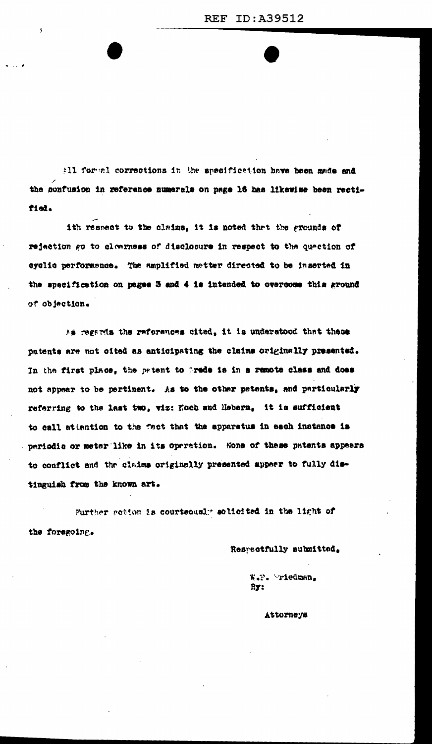All formal corrections in the specification have been made and the confusion in reference numerals on page 16 has likewise been rectified.

With respect to the claims, it is noted that the grounds of rejection go to clearness of disclosure in respect to the question of cyclic performance. The amplified matter directed to be inserted in the specification on pages 3 and 4 is intended to overcome this ground of objection.

As regards the references cited, it is understood that these patents are not cited as anticipating the claims originally presented. In the first place, the patent to Trede is in a remote class and does not appear to be pertinent. As to the other patents, and particularly referring to the last two, viz: Koch and Hebern, it is sufficient to call attention to the fact that the apparatus in each instance is periodic or meter like in its operation. None of these patents appears to conflict and the claims originally presented appear to fully distinguish from the known art.

Further action is courteously solicited in the light of the foregoing.

Respectfully submitted,

W.F. Friedman,
By:

Attorneys